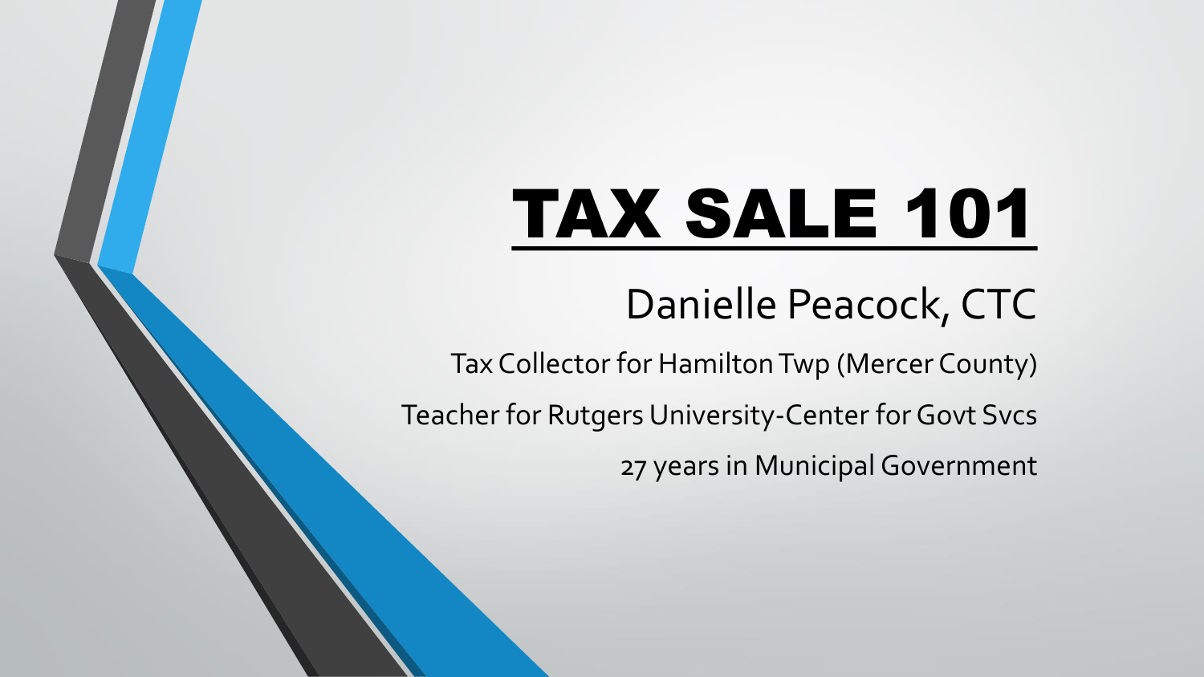# TAX SALE 101

Danielle Peacock, CTC

Tax Collector for Hamilton Twp (Mercer County)

Teacher for Rutgers University-Center for Govt Svcs

27 years in Municipal Government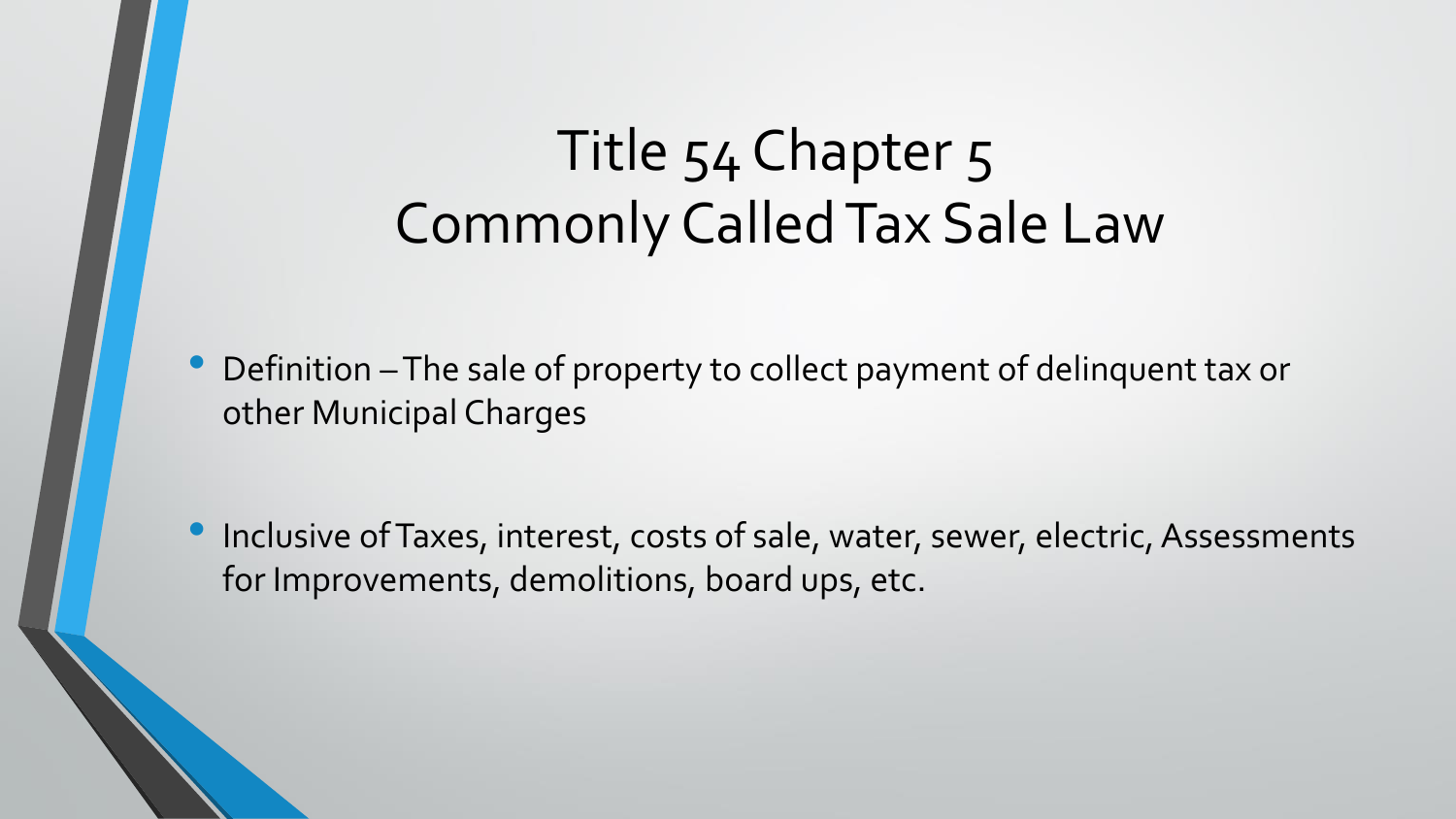# Title 54 Chapter 5
# Commonly Called Tax Sale Law

- Definition – The sale of property to collect payment of delinquent tax or other Municipal Charges

- Inclusive of Taxes, interest, costs of sale, water, sewer, electric, Assessments for Improvements, demolitions, board ups, etc.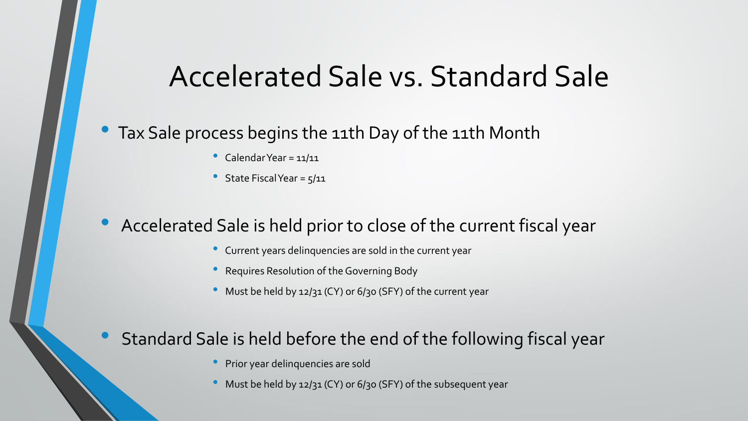# Accelerated Sale vs. Standard Sale

- Tax Sale process begins the 11th Day of the 11th Month
  - Calendar Year = 11/11
  - State Fiscal Year = 5/11
- Accelerated Sale is held prior to close of the current fiscal year
  - Current years delinquencies are sold in the current year
  - Requires Resolution of the Governing Body
  - Must be held by 12/31 (CY) or 6/30 (SFY) of the current year
- Standard Sale is held before the end of the following fiscal year
  - Prior year delinquencies are sold
  - Must be held by 12/31 (CY) or 6/30 (SFY) of the subsequent year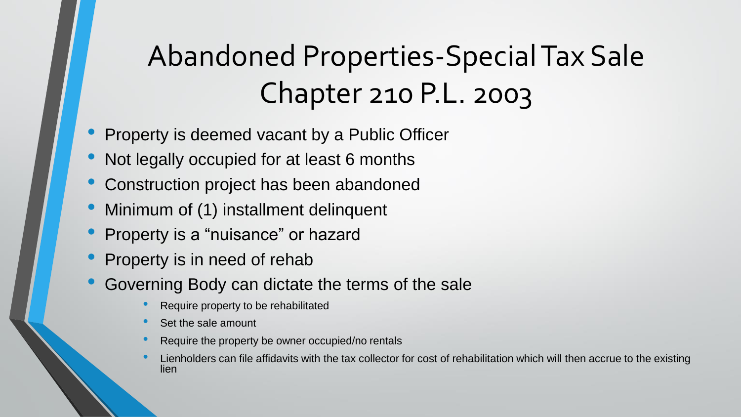# Abandoned Properties-Special Tax Sale Chapter 210 P.L. 2003

- Property is deemed vacant by a Public Officer
- Not legally occupied for at least 6 months
- Construction project has been abandoned
- Minimum of (1) installment delinquent
- Property is a "nuisance" or hazard
- Property is in need of rehab
- Governing Body can dictate the terms of the sale
  - Require property to be rehabilitated
  - Set the sale amount
  - Require the property be owner occupied/no rentals
  - Lienholders can file affidavits with the tax collector for cost of rehabilitation which will then accrue to the existing lien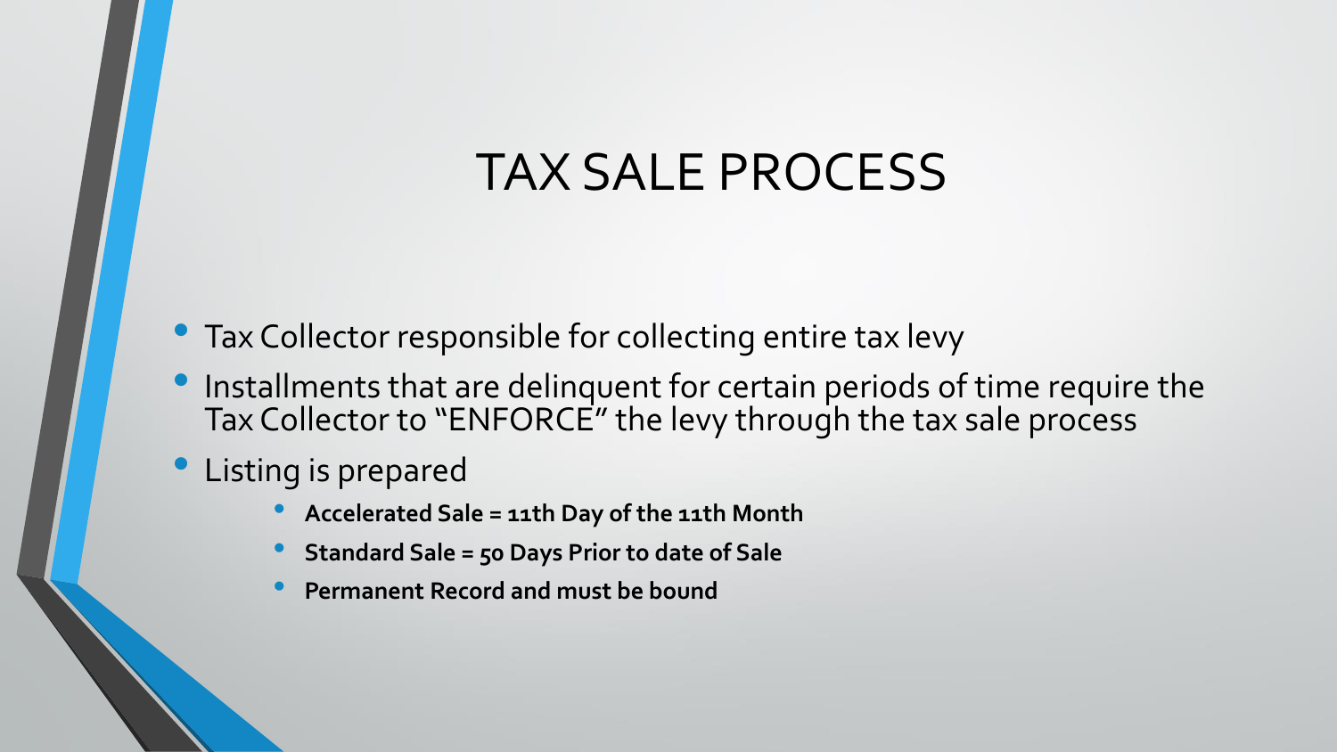# TAX SALE PROCESS

- Tax Collector responsible for collecting entire tax levy
- Installments that are delinquent for certain periods of time require the Tax Collector to "ENFORCE" the levy through the tax sale process
- Listing is prepared
  - **Accelerated Sale = 11th Day of the 11th Month**
  - **Standard Sale = 50 Days Prior to date of Sale**
  - **Permanent Record and must be bound**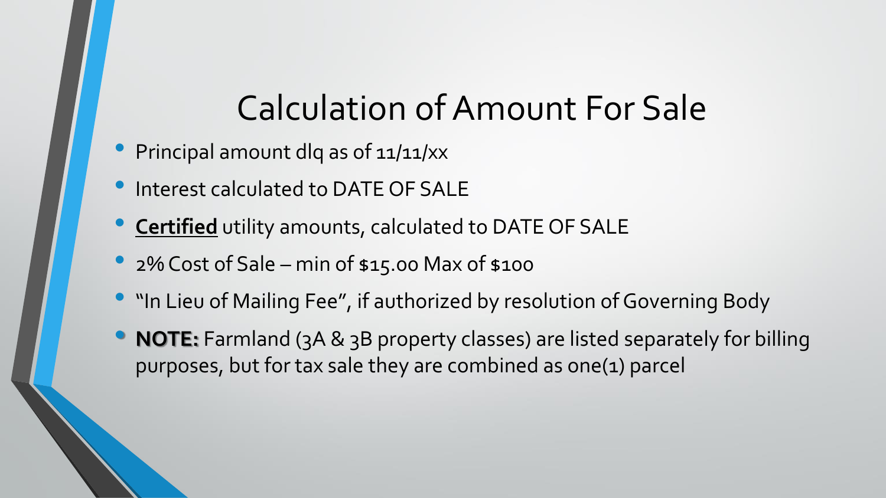# Calculation of Amount For Sale

- Principal amount dlq as of 11/11/xx
- Interest calculated to DATE OF SALE
- **Certified** utility amounts, calculated to DATE OF SALE
- 2% Cost of Sale – min of $15.00 Max of $100
- "In Lieu of Mailing Fee", if authorized by resolution of Governing Body
- **NOTE:** Farmland (3A & 3B property classes) are listed separately for billing purposes, but for tax sale they are combined as one(1) parcel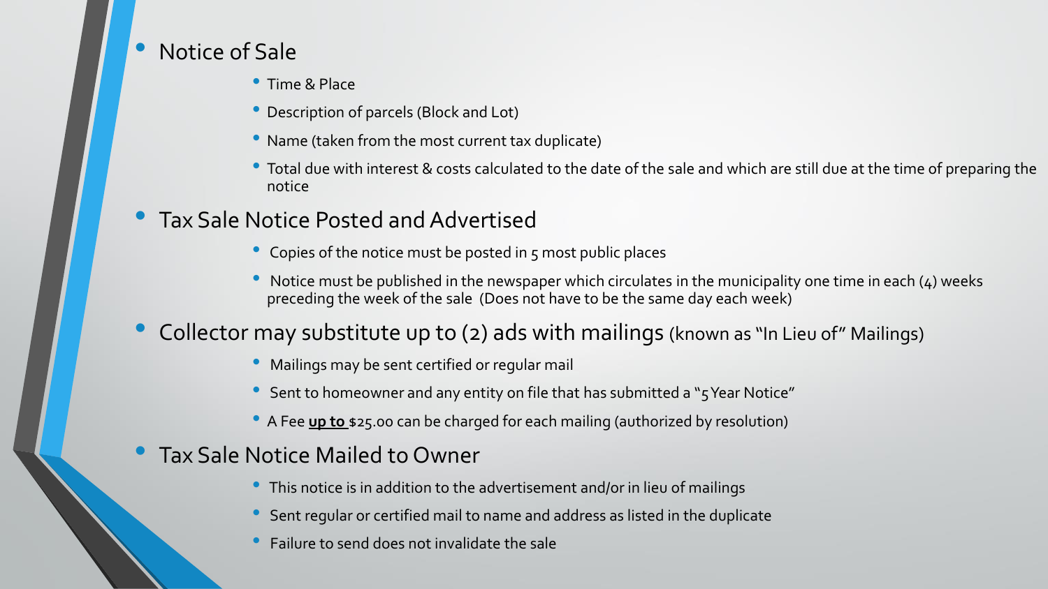- Notice of Sale
  - Time & Place
  - Description of parcels (Block and Lot)
  - Name (taken from the most current tax duplicate)
  - Total due with interest & costs calculated to the date of the sale and which are still due at the time of preparing the notice
- Tax Sale Notice Posted and Advertised
  - Copies of the notice must be posted in 5 most public places
  - Notice must be published in the newspaper which circulates in the municipality one time in each (4) weeks preceding the week of the sale (Does not have to be the same day each week)
- Collector may substitute up to (2) ads with mailings (known as "In Lieu of" Mailings)
  - Mailings may be sent certified or regular mail
  - Sent to homeowner and any entity on file that has submitted a "5 Year Notice"
  - A Fee **up to** $25.00 can be charged for each mailing (authorized by resolution)
- Tax Sale Notice Mailed to Owner
  - This notice is in addition to the advertisement and/or in lieu of mailings
  - Sent regular or certified mail to name and address as listed in the duplicate
  - Failure to send does not invalidate the sale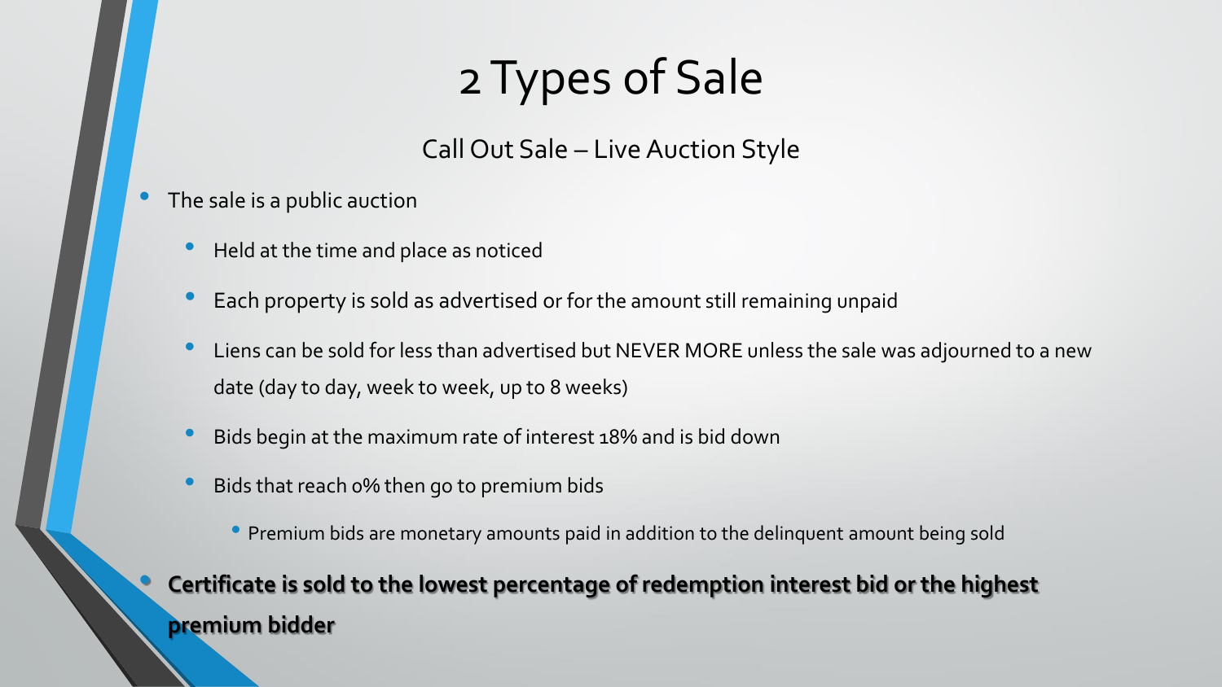# 2 Types of Sale

## Call Out Sale – Live Auction Style

- The sale is a public auction
  - Held at the time and place as noticed
  - Each property is sold as advertised or for the amount still remaining unpaid
  - Liens can be sold for less than advertised but NEVER MORE unless the sale was adjourned to a new date (day to day, week to week, up to 8 weeks)
  - Bids begin at the maximum rate of interest 18% and is bid down
  - Bids that reach 0% then go to premium bids
    - Premium bids are monetary amounts paid in addition to the delinquent amount being sold
- **Certificate is sold to the lowest percentage of redemption interest bid or the highest premium bidder**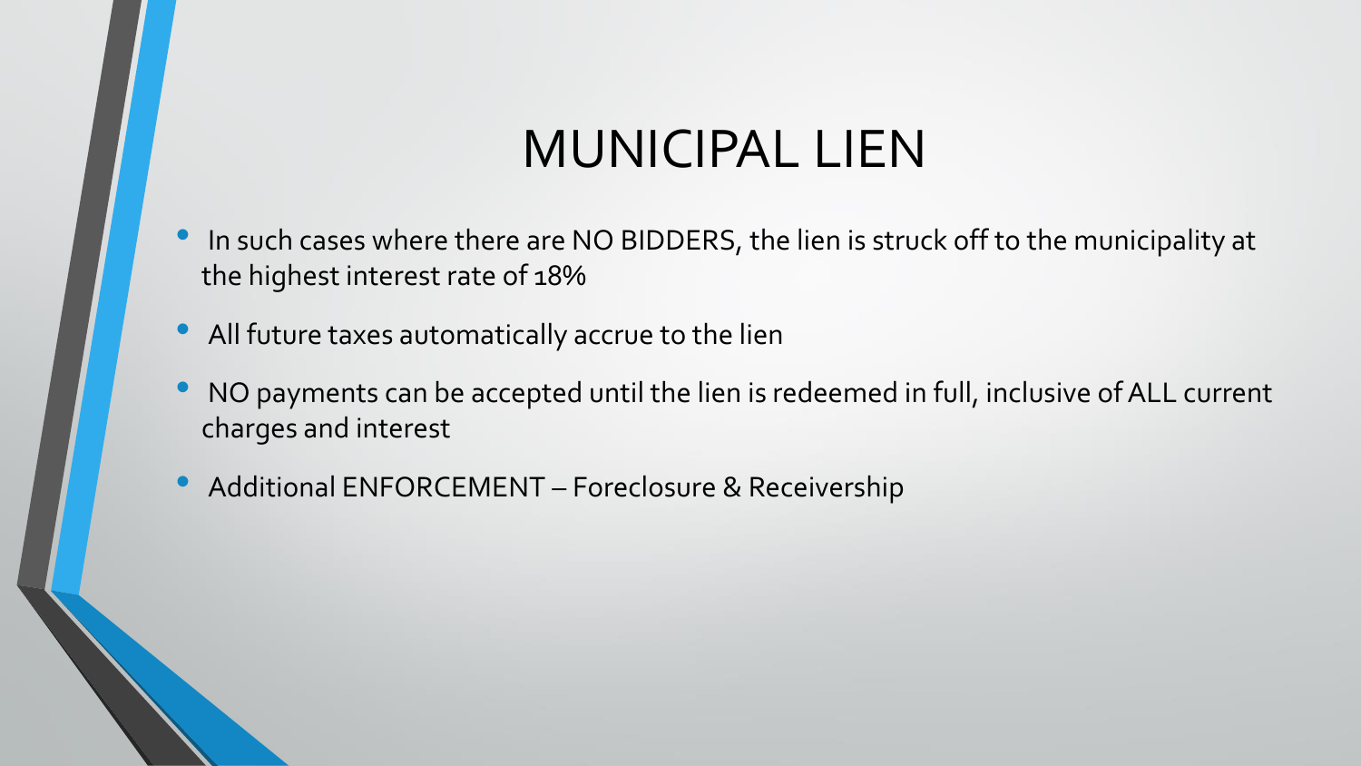# MUNICIPAL LIEN

- In such cases where there are NO BIDDERS, the lien is struck off to the municipality at the highest interest rate of 18%
- All future taxes automatically accrue to the lien
- NO payments can be accepted until the lien is redeemed in full, inclusive of ALL current charges and interest
- Additional ENFORCEMENT – Foreclosure & Receivership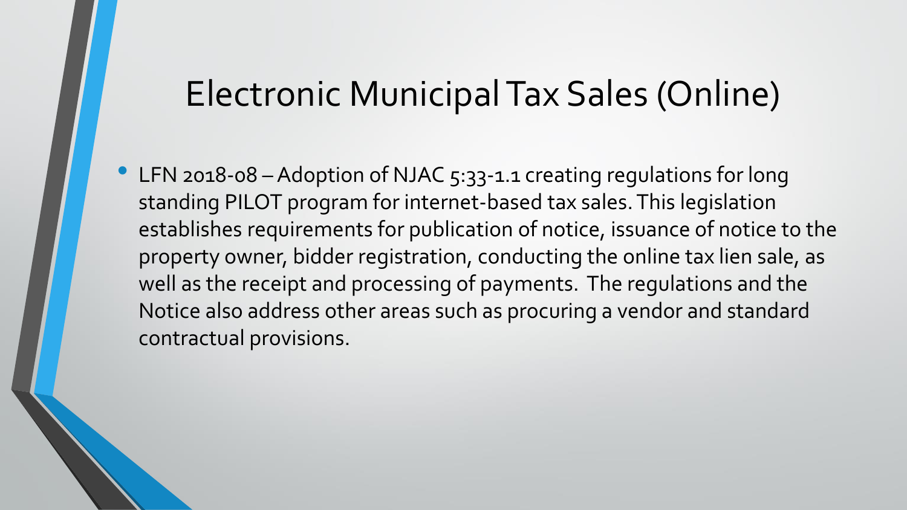# Electronic Municipal Tax Sales (Online)

- LFN 2018-08 – Adoption of NJAC 5:33-1.1 creating regulations for long standing PILOT program for internet-based tax sales. This legislation establishes requirements for publication of notice, issuance of notice to the property owner, bidder registration, conducting the online tax lien sale, as well as the receipt and processing of payments. The regulations and the Notice also address other areas such as procuring a vendor and standard contractual provisions.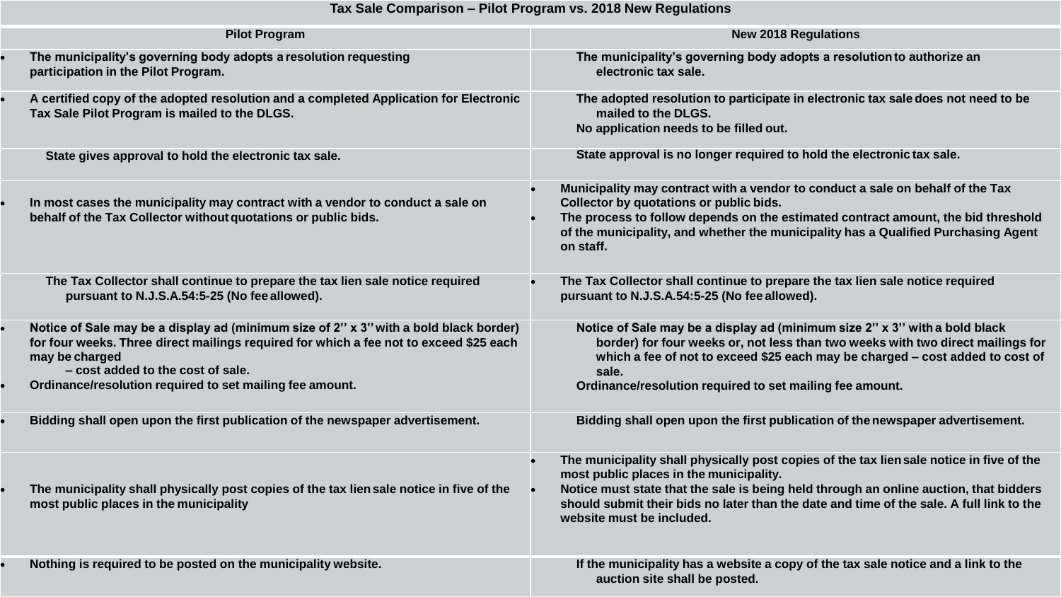# Tax Sale Comparison – Pilot Program vs. 2018 New Regulations

| Pilot Program | New 2018 Regulations |
|---|---|
| • The municipality's governing body adopts a resolution requesting participation in the Pilot Program. | The municipality's governing body adopts a resolution to authorize an electronic tax sale. |
| • A certified copy of the adopted resolution and a completed Application for Electronic Tax Sale Pilot Program is mailed to the DLGS. | The adopted resolution to participate in electronic tax sale does not need to be mailed to the DLGS.<br>No application needs to be filled out. |
| State gives approval to hold the electronic tax sale. | State approval is no longer required to hold the electronic tax sale. |
| • In most cases the municipality may contract with a vendor to conduct a sale on behalf of the Tax Collector without quotations or public bids. | • Municipality may contract with a vendor to conduct a sale on behalf of the Tax Collector by quotations or public bids.<br>• The process to follow depends on the estimated contract amount, the bid threshold of the municipality, and whether the municipality has a Qualified Purchasing Agent on staff. |
| The Tax Collector shall continue to prepare the tax lien sale notice required pursuant to N.J.S.A.54:5-25 (No fee allowed). | • The Tax Collector shall continue to prepare the tax lien sale notice required pursuant to N.J.S.A.54:5-25 (No fee allowed). |
| • Notice of Sale may be a display ad (minimum size of 2'' x 3'' with a bold black border) for four weeks. Three direct mailings required for which a fee not to exceed $25 each may be charged – cost added to the cost of sale.<br>• Ordinance/resolution required to set mailing fee amount. | Notice of Sale may be a display ad (minimum size 2'' x 3'' with a bold black border) for four weeks or, not less than two weeks with two direct mailings for which a fee of not to exceed $25 each may be charged – cost added to cost of sale.<br>Ordinance/resolution required to set mailing fee amount. |
| • Bidding shall open upon the first publication of the newspaper advertisement. | Bidding shall open upon the first publication of the newspaper advertisement. |
| • The municipality shall physically post copies of the tax lien sale notice in five of the most public places in the municipality | • The municipality shall physically post copies of the tax lien sale notice in five of the most public places in the municipality.<br>• Notice must state that the sale is being held through an online auction, that bidders should submit their bids no later than the date and time of the sale. A full link to the website must be included. |
| • Nothing is required to be posted on the municipality website. | If the municipality has a website a copy of the tax sale notice and a link to the auction site shall be posted. |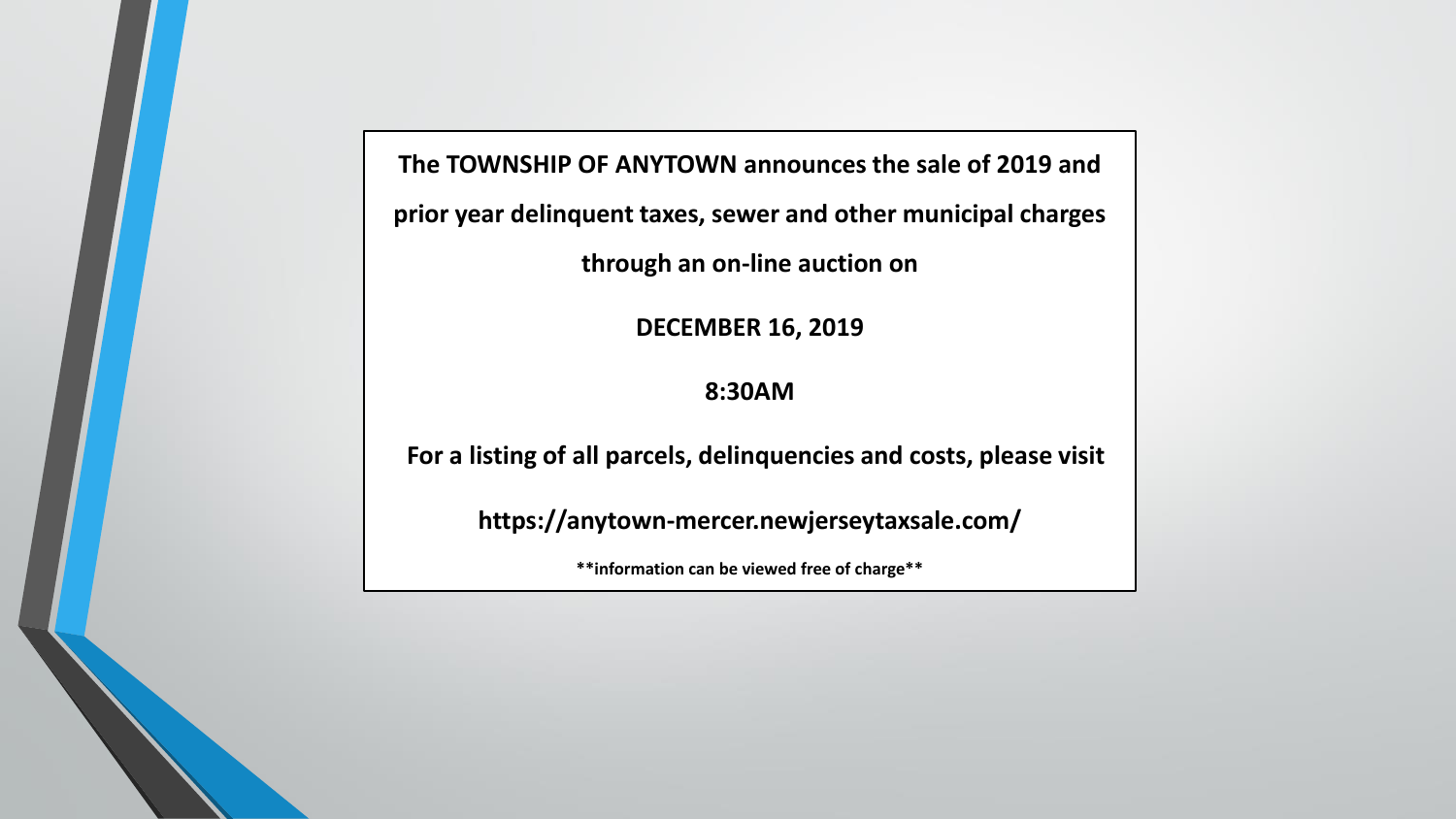**The TOWNSHIP OF ANYTOWN announces the sale of 2019 and prior year delinquent taxes, sewer and other municipal charges through an on-line auction on**

**DECEMBER 16, 2019**

**8:30AM**

**For a listing of all parcels, delinquencies and costs, please visit**

**https://anytown-mercer.newjerseytaxsale.com/**

****information can be viewed free of charge****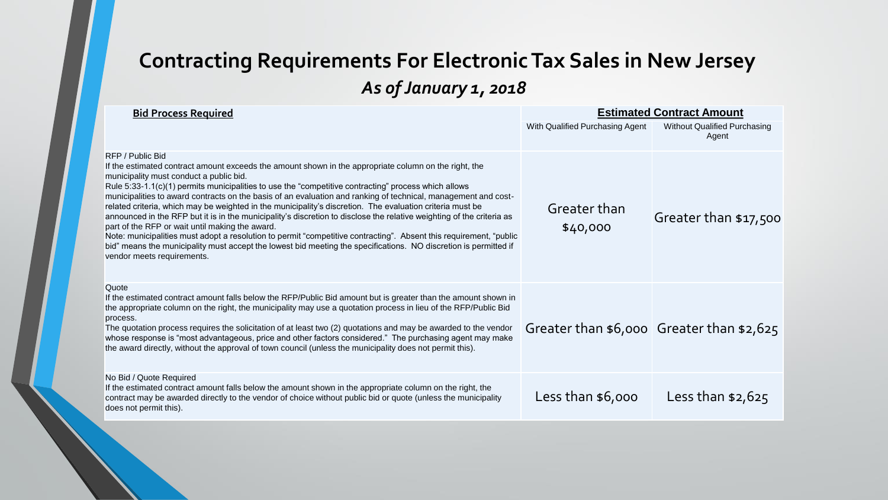# Contracting Requirements For Electronic Tax Sales in New Jersey

## *As of January 1, 2018*

| **Bid Process Required** | **Estimated Contract Amount** | |
|---|---|---|
| | With Qualified Purchasing Agent | Without Qualified Purchasing Agent |
| RFP / Public Bid<br>If the estimated contract amount exceeds the amount shown in the appropriate column on the right, the municipality must conduct a public bid.<br>Rule 5:33-1.1(c)(1) permits municipalities to use the "competitive contracting" process which allows municipalities to award contracts on the basis of an evaluation and ranking of technical, management and cost-related criteria, which may be weighted in the municipality's discretion. The evaluation criteria must be announced in the RFP but it is in the municipality's discretion to disclose the relative weighting of the criteria as part of the RFP or wait until making the award.<br>Note: municipalities must adopt a resolution to permit "competitive contracting". Absent this requirement, "public bid" means the municipality must accept the lowest bid meeting the specifications. NO discretion is permitted if vendor meets requirements. | Greater than $40,000 | Greater than $17,500 |
| Quote<br>If the estimated contract amount falls below the RFP/Public Bid amount but is greater than the amount shown in the appropriate column on the right, the municipality may use a quotation process in lieu of the RFP/Public Bid process.<br>The quotation process requires the solicitation of at least two (2) quotations and may be awarded to the vendor whose response is "most advantageous, price and other factors considered." The purchasing agent may make the award directly, without the approval of town council (unless the municipality does not permit this). | Greater than $6,000 | Greater than $2,625 |
| No Bid / Quote Required<br>If the estimated contract amount falls below the amount shown in the appropriate column on the right, the contract may be awarded directly to the vendor of choice without public bid or quote (unless the municipality does not permit this). | Less than $6,000 | Less than $2,625 |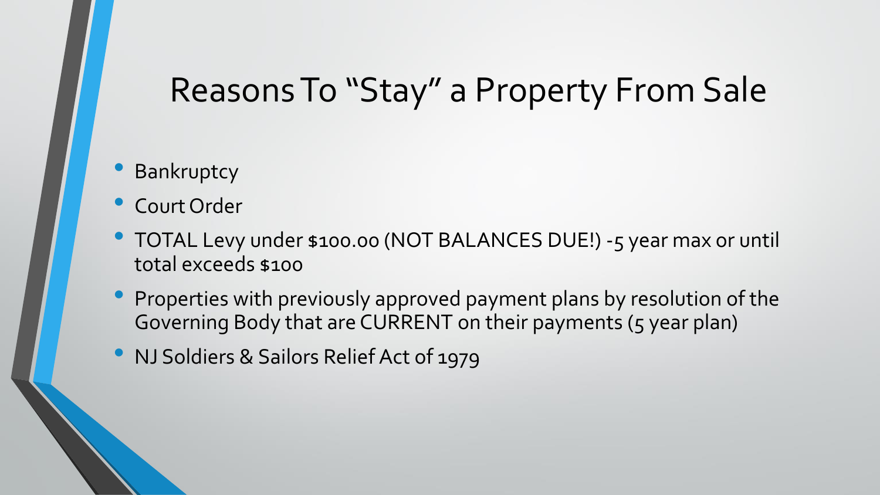# Reasons To "Stay" a Property From Sale

- Bankruptcy
- Court Order
- TOTAL Levy under $100.00 (NOT BALANCES DUE!) -5 year max or until total exceeds $100
- Properties with previously approved payment plans by resolution of the Governing Body that are CURRENT on their payments (5 year plan)
- NJ Soldiers & Sailors Relief Act of 1979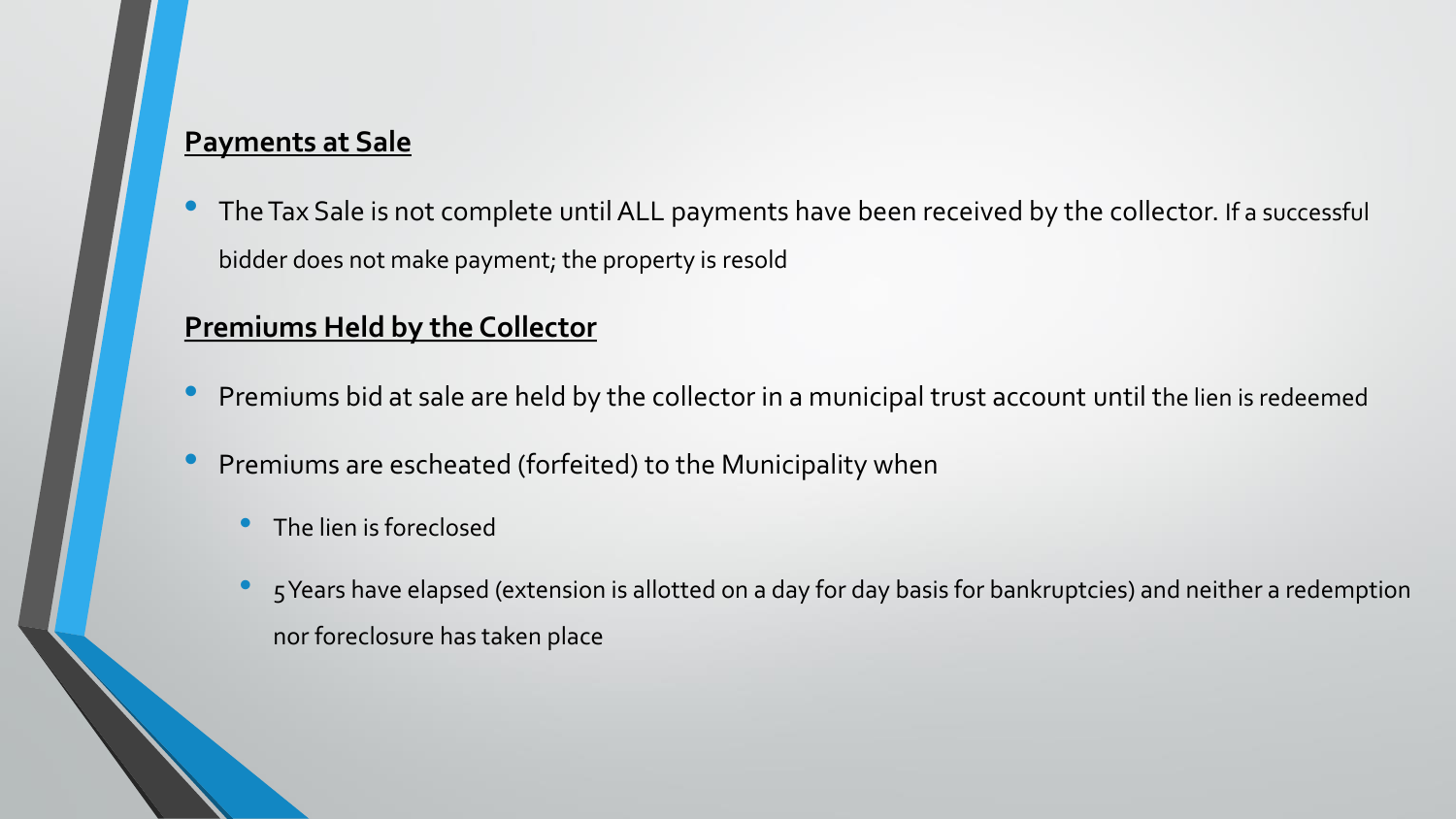## Payments at Sale

- The Tax Sale is not complete until ALL payments have been received by the collector. If a successful bidder does not make payment; the property is resold

## Premiums Held by the Collector

- Premiums bid at sale are held by the collector in a municipal trust account until the lien is redeemed
- Premiums are escheated (forfeited) to the Municipality when
  - The lien is foreclosed
  - 5 Years have elapsed (extension is allotted on a day for day basis for bankruptcies) and neither a redemption nor foreclosure has taken place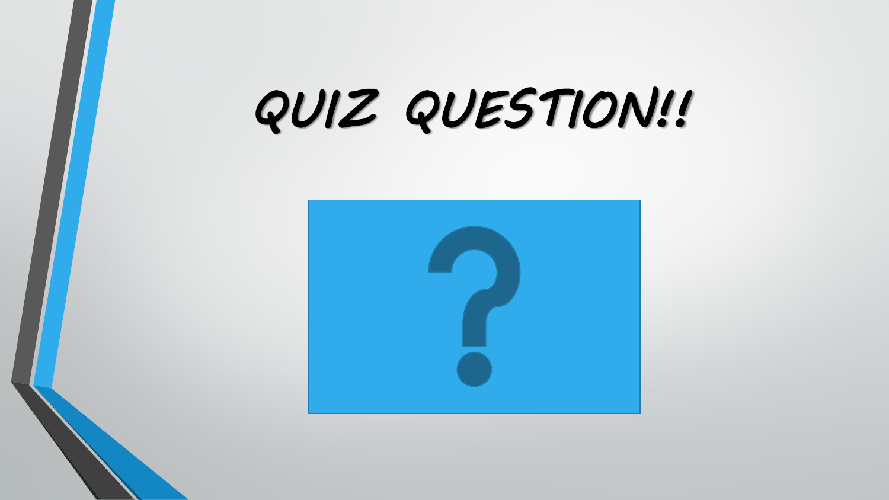# QUIZ QUESTION!!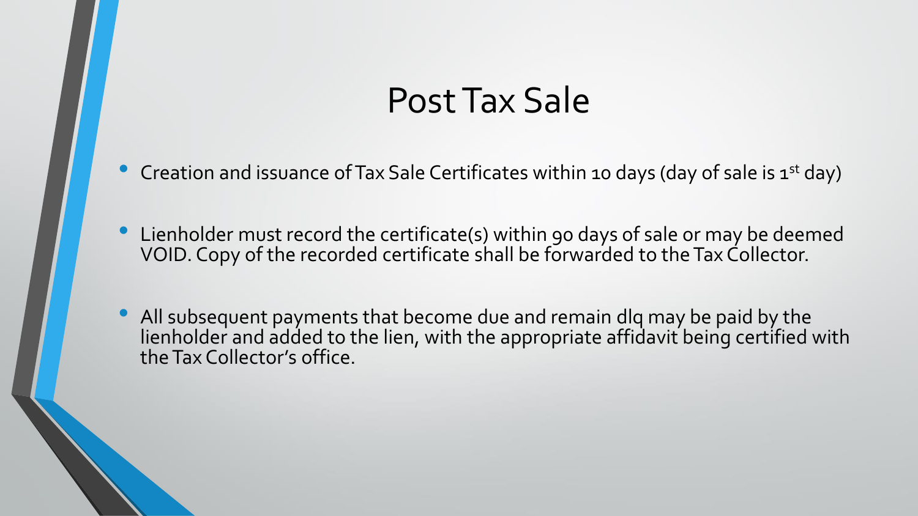# Post Tax Sale

- Creation and issuance of Tax Sale Certificates within 10 days (day of sale is 1st day)
- Lienholder must record the certificate(s) within 90 days of sale or may be deemed VOID. Copy of the recorded certificate shall be forwarded to the Tax Collector.
- All subsequent payments that become due and remain dlq may be paid by the lienholder and added to the lien, with the appropriate affidavit being certified with the Tax Collector's office.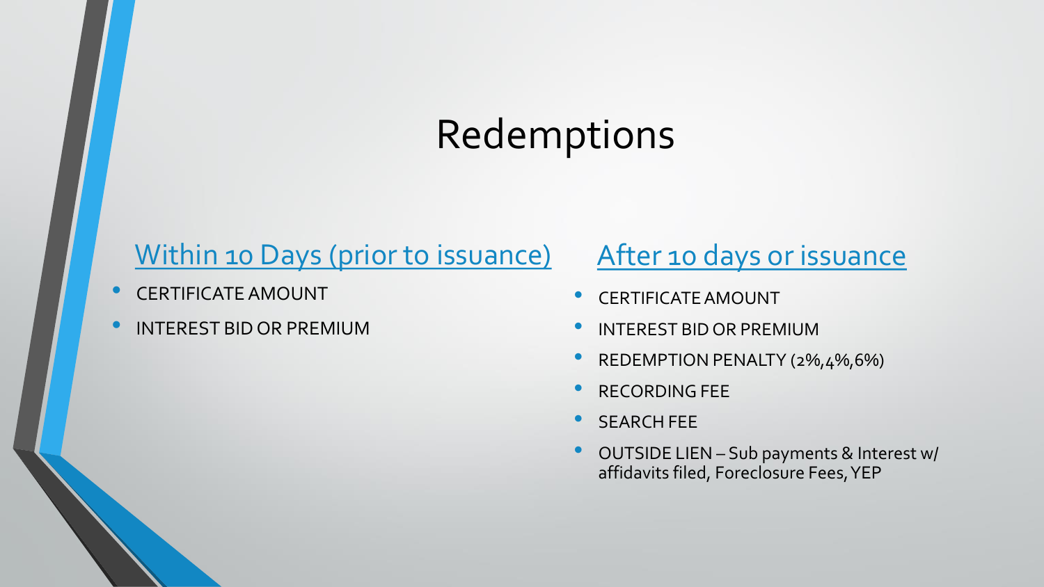# Redemptions

## Within 10 Days (prior to issuance)

- CERTIFICATE AMOUNT
- INTEREST BID OR PREMIUM

## After 10 days or issuance

- CERTIFICATE AMOUNT
- INTEREST BID OR PREMIUM
- REDEMPTION PENALTY (2%,4%,6%)
- RECORDING FEE
- SEARCH FEE
- OUTSIDE LIEN – Sub payments & Interest w/ affidavits filed, Foreclosure Fees, YEP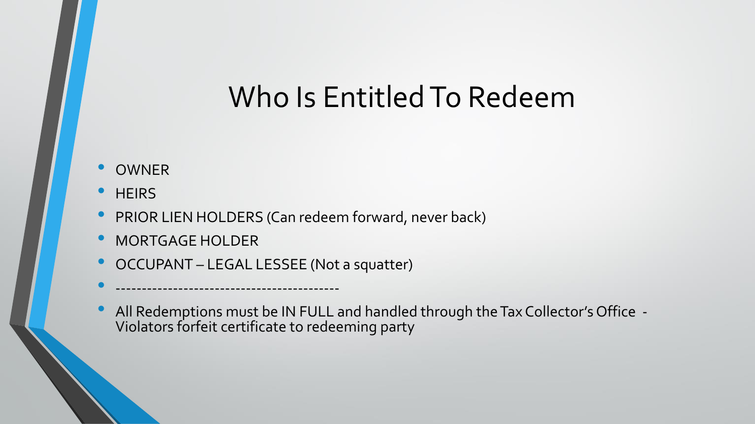# Who Is Entitled To Redeem

- OWNER
- HEIRS
- PRIOR LIEN HOLDERS (Can redeem forward, never back)
- MORTGAGE HOLDER
- OCCUPANT – LEGAL LESSEE (Not a squatter)
- ------------------------------------------
- All Redemptions must be IN FULL and handled through the Tax Collector's Office - Violators forfeit certificate to redeeming party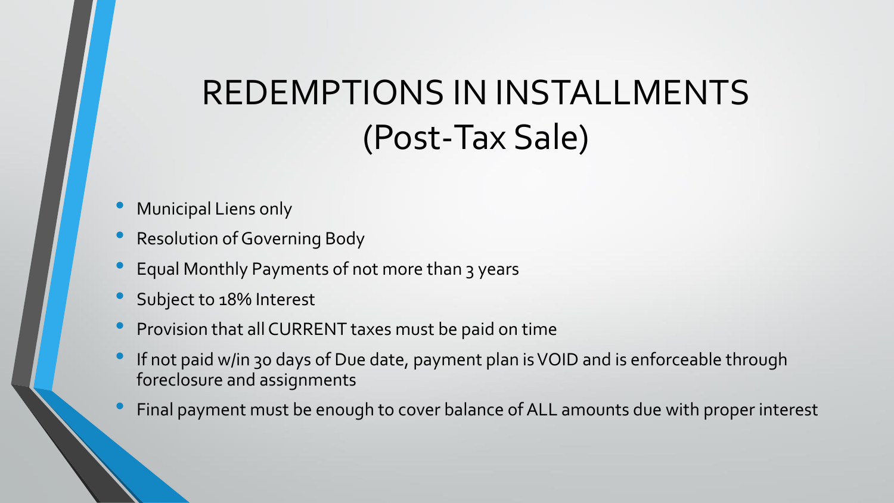# REDEMPTIONS IN INSTALLMENTS (Post-Tax Sale)

- Municipal Liens only
- Resolution of Governing Body
- Equal Monthly Payments of not more than 3 years
- Subject to 18% Interest
- Provision that all CURRENT taxes must be paid on time
- If not paid w/in 30 days of Due date, payment plan is VOID and is enforceable through foreclosure and assignments
- Final payment must be enough to cover balance of ALL amounts due with proper interest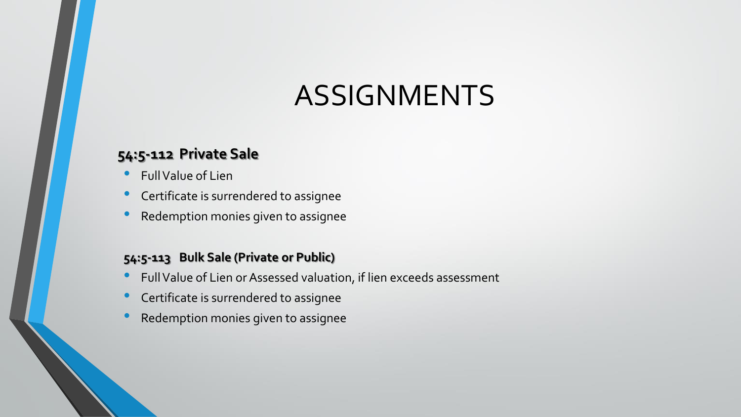# ASSIGNMENTS

### 54:5-112 Private Sale

- Full Value of Lien
- Certificate is surrendered to assignee
- Redemption monies given to assignee

### 54:5-113 Bulk Sale (Private or Public)

- Full Value of Lien or Assessed valuation, if lien exceeds assessment
- Certificate is surrendered to assignee
- Redemption monies given to assignee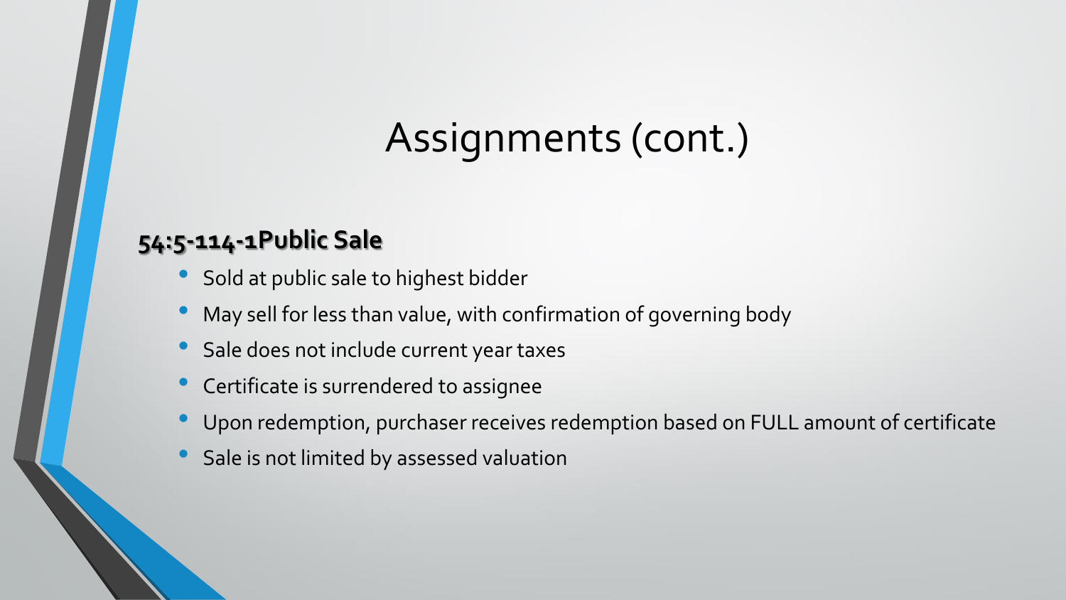# Assignments (cont.)

## 54:5-114-1Public Sale

- Sold at public sale to highest bidder
- May sell for less than value, with confirmation of governing body
- Sale does not include current year taxes
- Certificate is surrendered to assignee
- Upon redemption, purchaser receives redemption based on FULL amount of certificate
- Sale is not limited by assessed valuation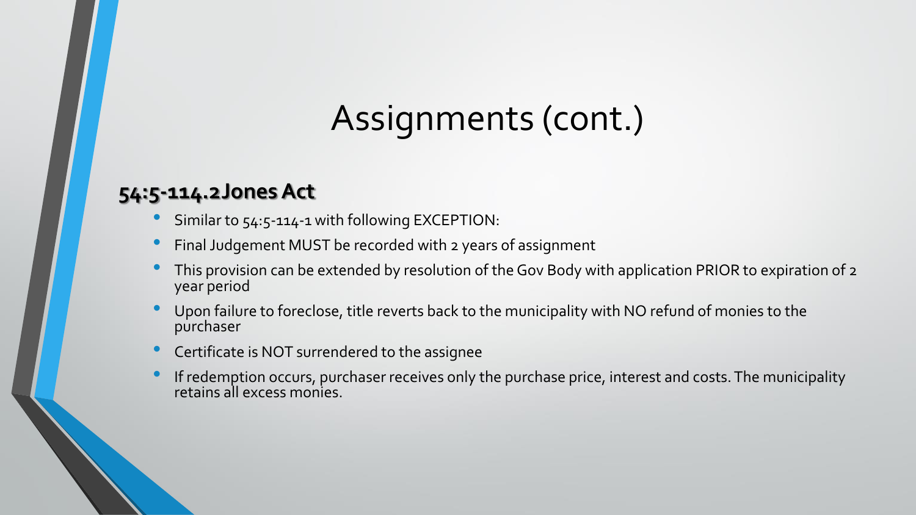# Assignments (cont.)

## 54:5-114.2 Jones Act

- Similar to 54:5-114-1 with following EXCEPTION:
- Final Judgement MUST be recorded with 2 years of assignment
- This provision can be extended by resolution of the Gov Body with application PRIOR to expiration of 2 year period
- Upon failure to foreclose, title reverts back to the municipality with NO refund of monies to the purchaser
- Certificate is NOT surrendered to the assignee
- If redemption occurs, purchaser receives only the purchase price, interest and costs. The municipality retains all excess monies.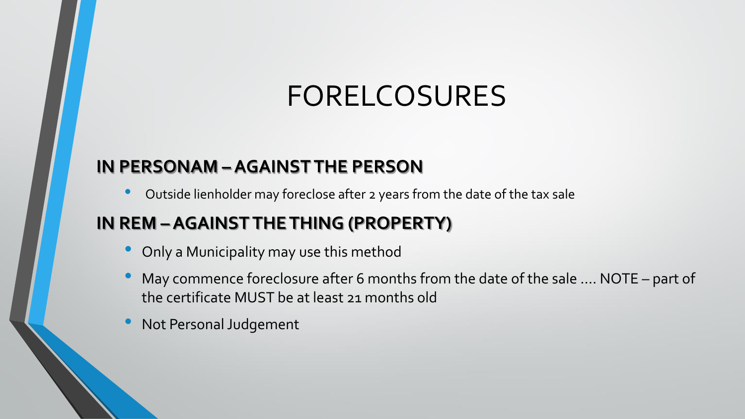# FORELCOSURES

**IN PERSONAM – AGAINST THE PERSON**

- Outside lienholder may foreclose after 2 years from the date of the tax sale

**IN REM – AGAINST THE THING (PROPERTY)**

- Only a Municipality may use this method
- May commence foreclosure after 6 months from the date of the sale …. NOTE – part of the certificate MUST be at least 21 months old
- Not Personal Judgement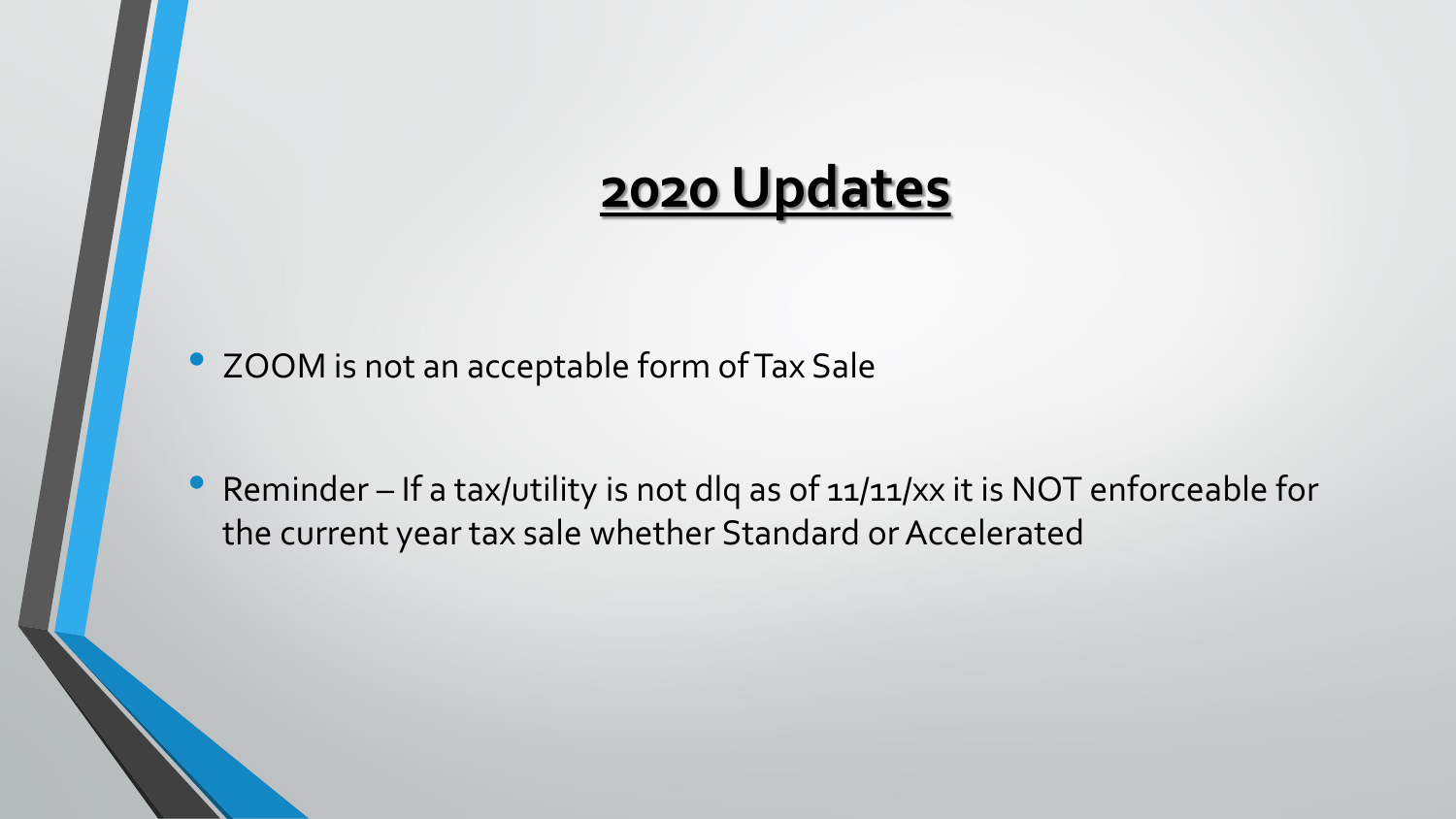# 2020 Updates

- ZOOM is not an acceptable form of Tax Sale

- Reminder – If a tax/utility is not dlq as of 11/11/xx it is NOT enforceable for the current year tax sale whether Standard or Accelerated